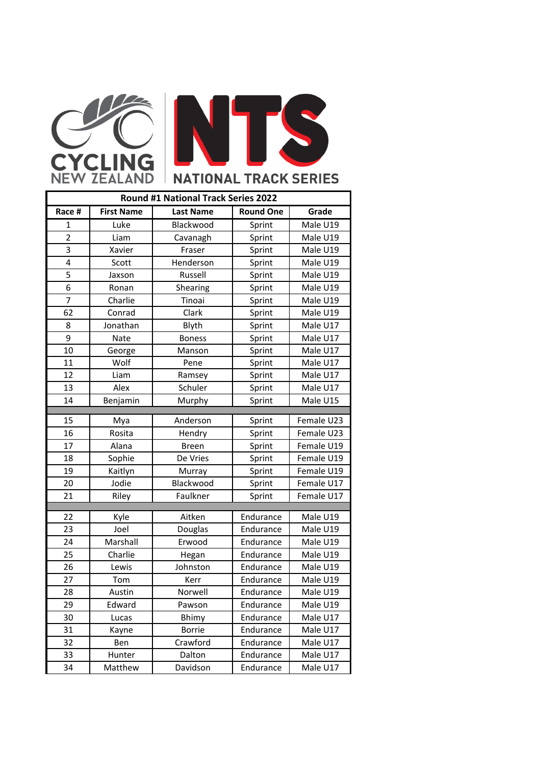CYCLING NEW ZEALAND | NTS NATIONAL TRACK SERIES

| Round #1 National Track Series 2022 | | | | |
|---|---|---|---|---|
| **Race #** | **First Name** | **Last Name** | **Round One** | **Grade** |
| 1 | Luke | Blackwood | Sprint | Male U19 |
| 2 | Liam | Cavanagh | Sprint | Male U19 |
| 3 | Xavier | Fraser | Sprint | Male U19 |
| 4 | Scott | Henderson | Sprint | Male U19 |
| 5 | Jaxson | Russell | Sprint | Male U19 |
| 6 | Ronan | Shearing | Sprint | Male U19 |
| 7 | Charlie | Tinoai | Sprint | Male U19 |
| 62 | Conrad | Clark | Sprint | Male U19 |
| 8 | Jonathan | Blyth | Sprint | Male U17 |
| 9 | Nate | Boness | Sprint | Male U17 |
| 10 | George | Manson | Sprint | Male U17 |
| 11 | Wolf | Pene | Sprint | Male U17 |
| 12 | Liam | Ramsey | Sprint | Male U17 |
| 13 | Alex | Schuler | Sprint | Male U17 |
| 14 | Benjamin | Murphy | Sprint | Male U15 |
| | | | | |
| 15 | Mya | Anderson | Sprint | Female U23 |
| 16 | Rosita | Hendry | Sprint | Female U23 |
| 17 | Alana | Breen | Sprint | Female U19 |
| 18 | Sophie | De Vries | Sprint | Female U19 |
| 19 | Kaitlyn | Murray | Sprint | Female U19 |
| 20 | Jodie | Blackwood | Sprint | Female U17 |
| 21 | Riley | Faulkner | Sprint | Female U17 |
| | | | | |
| 22 | Kyle | Aitken | Endurance | Male U19 |
| 23 | Joel | Douglas | Endurance | Male U19 |
| 24 | Marshall | Erwood | Endurance | Male U19 |
| 25 | Charlie | Hegan | Endurance | Male U19 |
| 26 | Lewis | Johnston | Endurance | Male U19 |
| 27 | Tom | Kerr | Endurance | Male U19 |
| 28 | Austin | Norwell | Endurance | Male U19 |
| 29 | Edward | Pawson | Endurance | Male U19 |
| 30 | Lucas | Bhimy | Endurance | Male U17 |
| 31 | Kayne | Borrie | Endurance | Male U17 |
| 32 | Ben | Crawford | Endurance | Male U17 |
| 33 | Hunter | Dalton | Endurance | Male U17 |
| 34 | Matthew | Davidson | Endurance | Male U17 |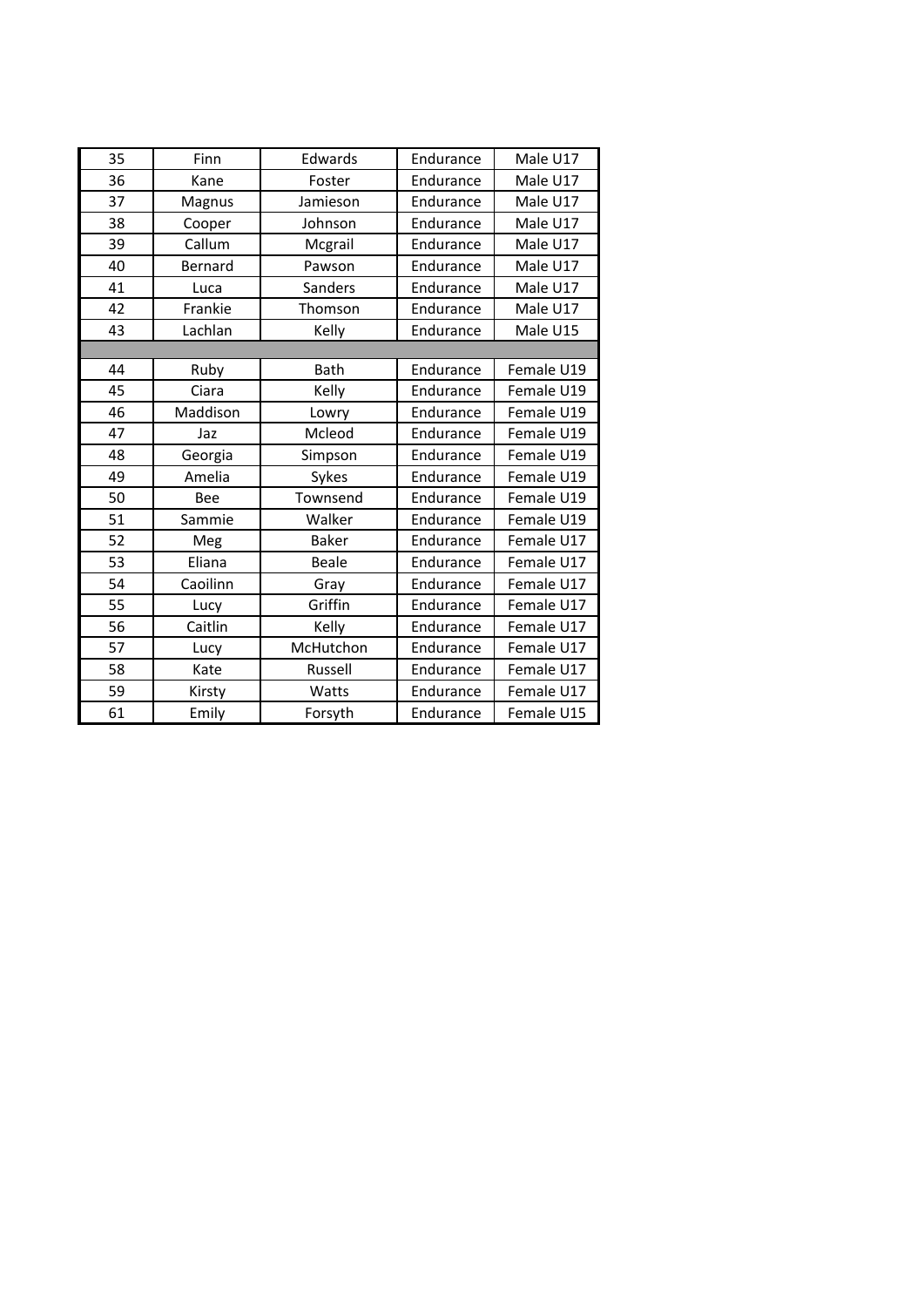| | | | | |
|---|---|---|---|---|
| 35 | Finn | Edwards | Endurance | Male U17 |
| 36 | Kane | Foster | Endurance | Male U17 |
| 37 | Magnus | Jamieson | Endurance | Male U17 |
| 38 | Cooper | Johnson | Endurance | Male U17 |
| 39 | Callum | Mcgrail | Endurance | Male U17 |
| 40 | Bernard | Pawson | Endurance | Male U17 |
| 41 | Luca | Sanders | Endurance | Male U17 |
| 42 | Frankie | Thomson | Endurance | Male U17 |
| 43 | Lachlan | Kelly | Endurance | Male U15 |
| | | | | |
| 44 | Ruby | Bath | Endurance | Female U19 |
| 45 | Ciara | Kelly | Endurance | Female U19 |
| 46 | Maddison | Lowry | Endurance | Female U19 |
| 47 | Jaz | Mcleod | Endurance | Female U19 |
| 48 | Georgia | Simpson | Endurance | Female U19 |
| 49 | Amelia | Sykes | Endurance | Female U19 |
| 50 | Bee | Townsend | Endurance | Female U19 |
| 51 | Sammie | Walker | Endurance | Female U19 |
| 52 | Meg | Baker | Endurance | Female U17 |
| 53 | Eliana | Beale | Endurance | Female U17 |
| 54 | Caoilinn | Gray | Endurance | Female U17 |
| 55 | Lucy | Griffin | Endurance | Female U17 |
| 56 | Caitlin | Kelly | Endurance | Female U17 |
| 57 | Lucy | McHutchon | Endurance | Female U17 |
| 58 | Kate | Russell | Endurance | Female U17 |
| 59 | Kirsty | Watts | Endurance | Female U17 |
| 61 | Emily | Forsyth | Endurance | Female U15 |